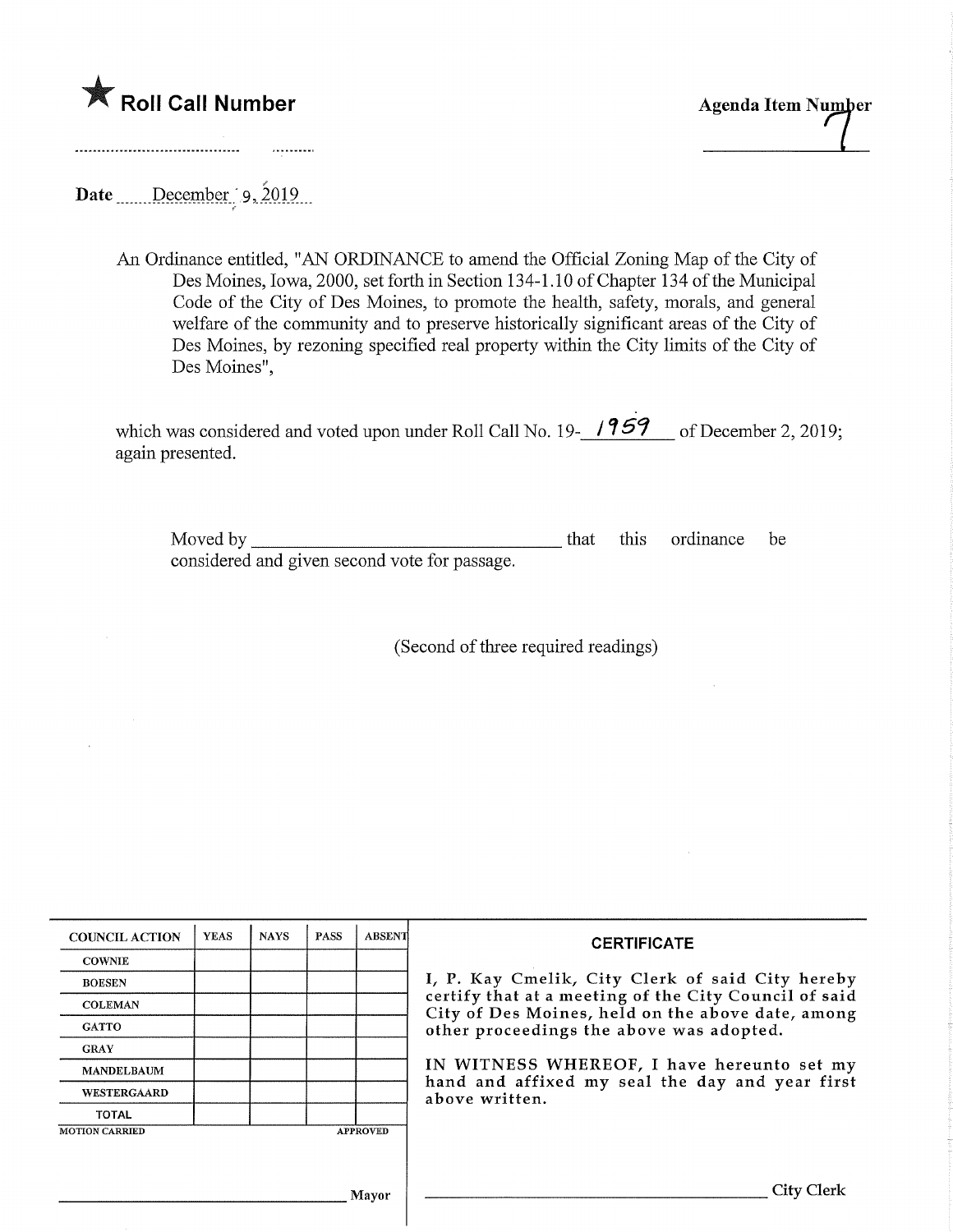★ **Roll Call Number**

**Agenda Item Number**
7

**Date** December 9, 2019

An Ordinance entitled, "AN ORDINANCE to amend the Official Zoning Map of the City of Des Moines, Iowa, 2000, set forth in Section 134-1.10 of Chapter 134 of the Municipal Code of the City of Des Moines, to promote the health, safety, morals, and general welfare of the community and to preserve historically significant areas of the City of Des Moines, by rezoning specified real property within the City limits of the City of Des Moines",

which was considered and voted upon under Roll Call No. 19- 1959 of December 2, 2019; again presented.

Moved by ______________________________ that this ordinance be considered and given second vote for passage.

(Second of three required readings)

| COUNCIL ACTION | YEAS | NAYS | PASS | ABSENT |
|---|---|---|---|---|
| COWNIE | | | | |
| BOESEN | | | | |
| COLEMAN | | | | |
| GATTO | | | | |
| GRAY | | | | |
| MANDELBAUM | | | | |
| WESTERGAARD | | | | |
| TOTAL | | | | |

MOTION CARRIED APPROVED

______________________________ Mayor

**CERTIFICATE**

I, P. Kay Cmelik, City Clerk of said City hereby certify that at a meeting of the City Council of said City of Des Moines, held on the above date, among other proceedings the above was adopted.

IN WITNESS WHEREOF, I have hereunto set my hand and affixed my seal the day and year first above written.

______________________________ City Clerk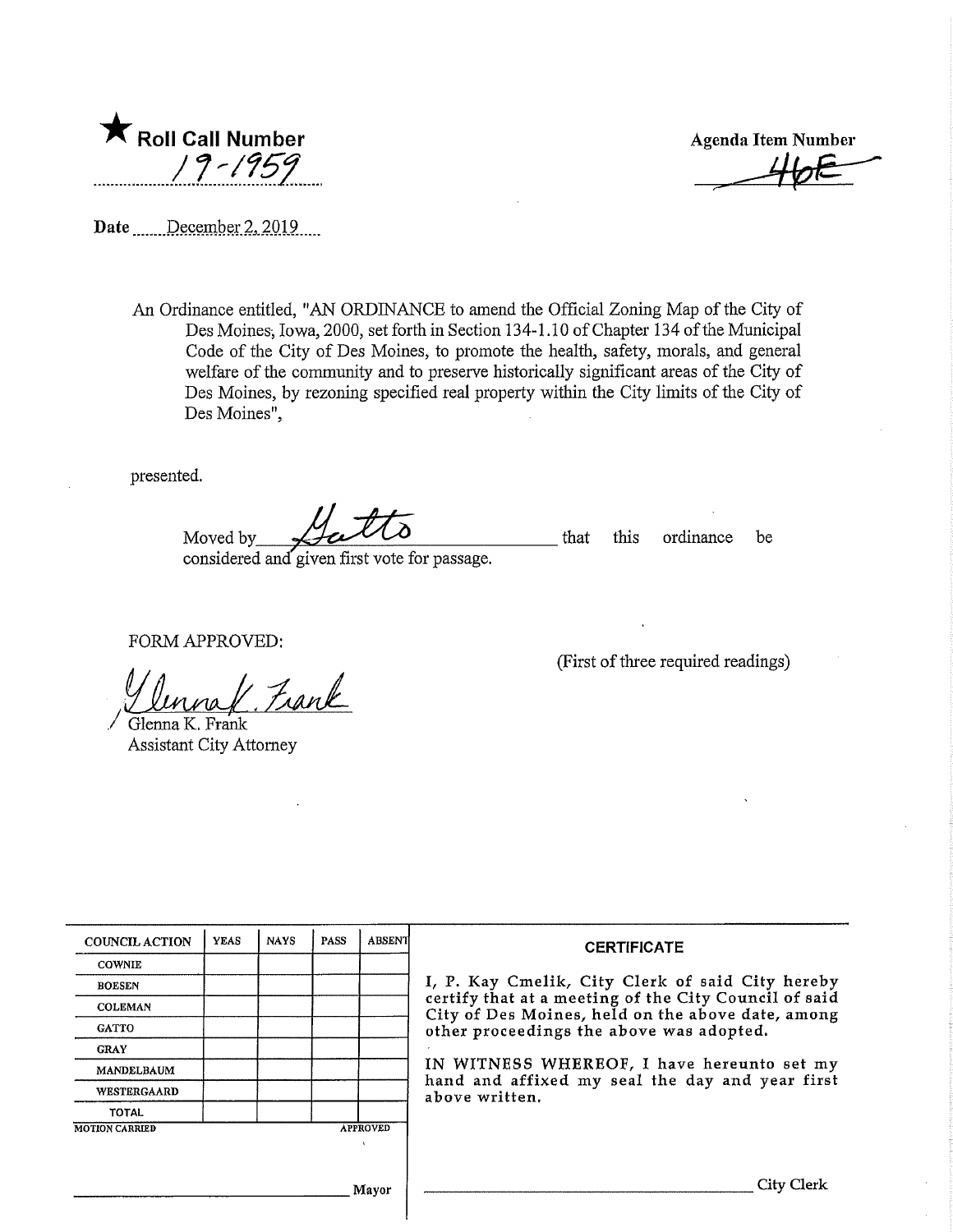★ **Roll Call Number**

19-1959

**Agenda Item Number**

46E

**Date** December 2, 2019

An Ordinance entitled, "AN ORDINANCE to amend the Official Zoning Map of the City of Des Moines, Iowa, 2000, set forth in Section 134-1.10 of Chapter 134 of the Municipal Code of the City of Des Moines, to promote the health, safety, morals, and general welfare of the community and to preserve historically significant areas of the City of Des Moines, by rezoning specified real property within the City limits of the City of Des Moines",

presented.

Moved by Gatto that this ordinance be considered and given first vote for passage.

FORM APPROVED:

Glenna K. Frank
Glenna K. Frank
Assistant City Attorney

(First of three required readings)

| COUNCIL ACTION | YEAS | NAYS | PASS | ABSENT |
|---|---|---|---|---|
| COWNIE | | | | |
| BOESEN | | | | |
| COLEMAN | | | | |
| GATTO | | | | |
| GRAY | | | | |
| MANDELBAUM | | | | |
| WESTERGAARD | | | | |
| TOTAL | | | | |

MOTION CARRIED APPROVED

_______________ Mayor

**CERTIFICATE**

I, P. Kay Cmelik, City Clerk of said City hereby certify that at a meeting of the City Council of said City of Des Moines, held on the above date, among other proceedings the above was adopted.

IN WITNESS WHEREOF, I have hereunto set my hand and affixed my seal the day and year first above written.

_______________ City Clerk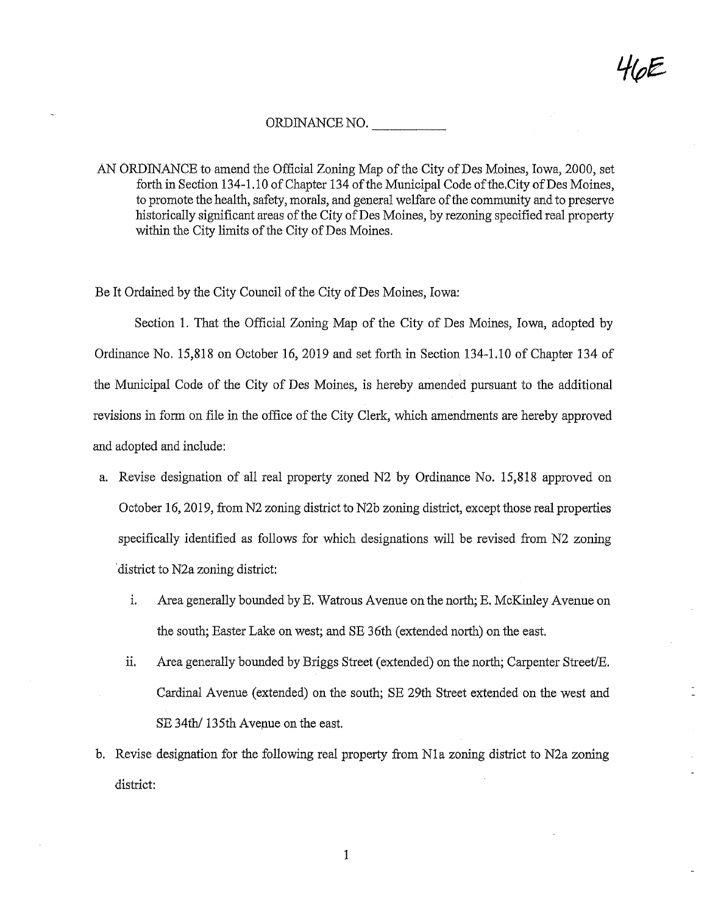46E

ORDINANCE NO. \_\_\_\_\_\_\_\_\_\_

AN ORDINANCE to amend the Official Zoning Map of the City of Des Moines, Iowa, 2000, set forth in Section 134-1.10 of Chapter 134 of the Municipal Code of the City of Des Moines, to promote the health, safety, morals, and general welfare of the community and to preserve historically significant areas of the City of Des Moines, by rezoning specified real property within the City limits of the City of Des Moines.

Be It Ordained by the City Council of the City of Des Moines, Iowa:

Section 1. That the Official Zoning Map of the City of Des Moines, Iowa, adopted by Ordinance No. 15,818 on October 16, 2019 and set forth in Section 134-1.10 of Chapter 134 of the Municipal Code of the City of Des Moines, is hereby amended pursuant to the additional revisions in form on file in the office of the City Clerk, which amendments are hereby approved and adopted and include:

a. Revise designation of all real property zoned N2 by Ordinance No. 15,818 approved on October 16, 2019, from N2 zoning district to N2b zoning district, except those real properties specifically identified as follows for which designations will be revised from N2 zoning district to N2a zoning district:

   i. Area generally bounded by E. Watrous Avenue on the north; E. McKinley Avenue on the south; Easter Lake on west; and SE 36th (extended north) on the east.

   ii. Area generally bounded by Briggs Street (extended) on the north; Carpenter Street/E. Cardinal Avenue (extended) on the south; SE 29th Street extended on the west and SE 34th/ 135th Avenue on the east.

b. Revise designation for the following real property from N1a zoning district to N2a zoning district: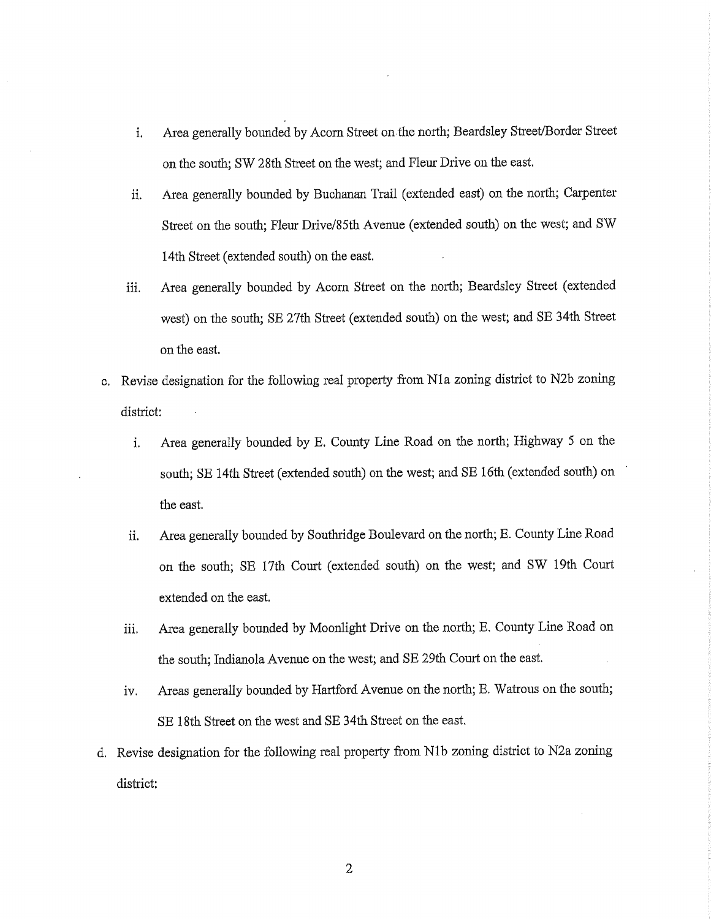i. Area generally bounded by Acorn Street on the north; Beardsley Street/Border Street on the south; SW 28th Street on the west; and Fleur Drive on the east.

   ii. Area generally bounded by Buchanan Trail (extended east) on the north; Carpenter Street on the south; Fleur Drive/85th Avenue (extended south) on the west; and SW 14th Street (extended south) on the east.

   iii. Area generally bounded by Acorn Street on the north; Beardsley Street (extended west) on the south; SE 27th Street (extended south) on the west; and SE 34th Street on the east.

c. Revise designation for the following real property from N1a zoning district to N2b zoning district:

   i. Area generally bounded by E. County Line Road on the north; Highway 5 on the south; SE 14th Street (extended south) on the west; and SE 16th (extended south) on the east.

   ii. Area generally bounded by Southridge Boulevard on the north; E. County Line Road on the south; SE 17th Court (extended south) on the west; and SW 19th Court extended on the east.

   iii. Area generally bounded by Moonlight Drive on the north; E. County Line Road on the south; Indianola Avenue on the west; and SE 29th Court on the east.

   iv. Areas generally bounded by Hartford Avenue on the north; E. Watrous on the south; SE 18th Street on the west and SE 34th Street on the east.

d. Revise designation for the following real property from N1b zoning district to N2a zoning district: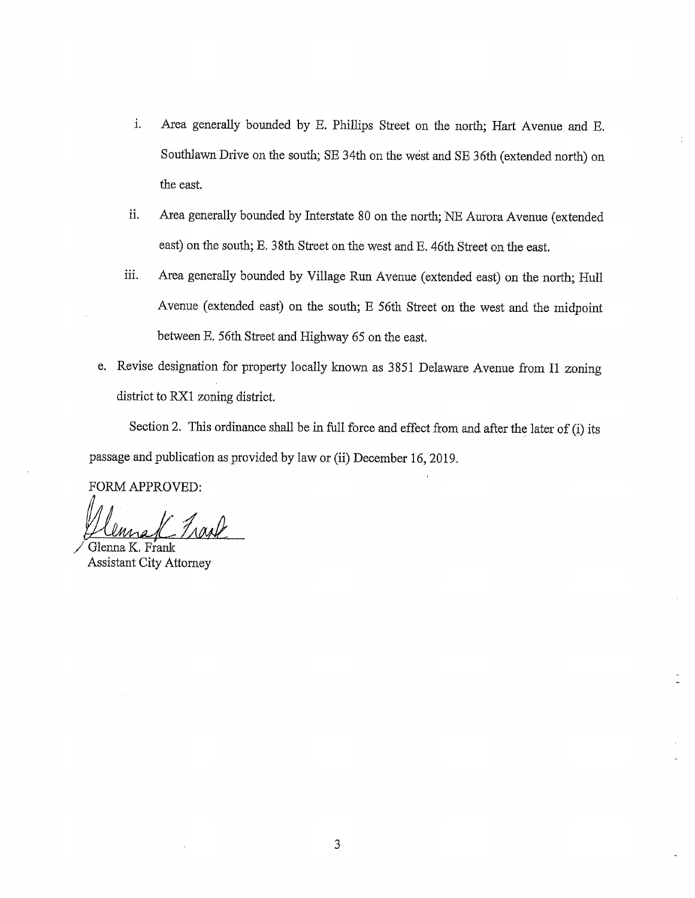i. Area generally bounded by E. Phillips Street on the north; Hart Avenue and E. Southlawn Drive on the south; SE 34th on the west and SE 36th (extended north) on the east.

ii. Area generally bounded by Interstate 80 on the north; NE Aurora Avenue (extended east) on the south; E. 38th Street on the west and E. 46th Street on the east.

iii. Area generally bounded by Village Run Avenue (extended east) on the north; Hull Avenue (extended east) on the south; E 56th Street on the west and the midpoint between E. 56th Street and Highway 65 on the east.

e. Revise designation for property locally known as 3851 Delaware Avenue from I1 zoning district to RX1 zoning district.

Section 2. This ordinance shall be in full force and effect from and after the later of (i) its passage and publication as provided by law or (ii) December 16, 2019.

FORM APPROVED:

Glenna K. Frank
Assistant City Attorney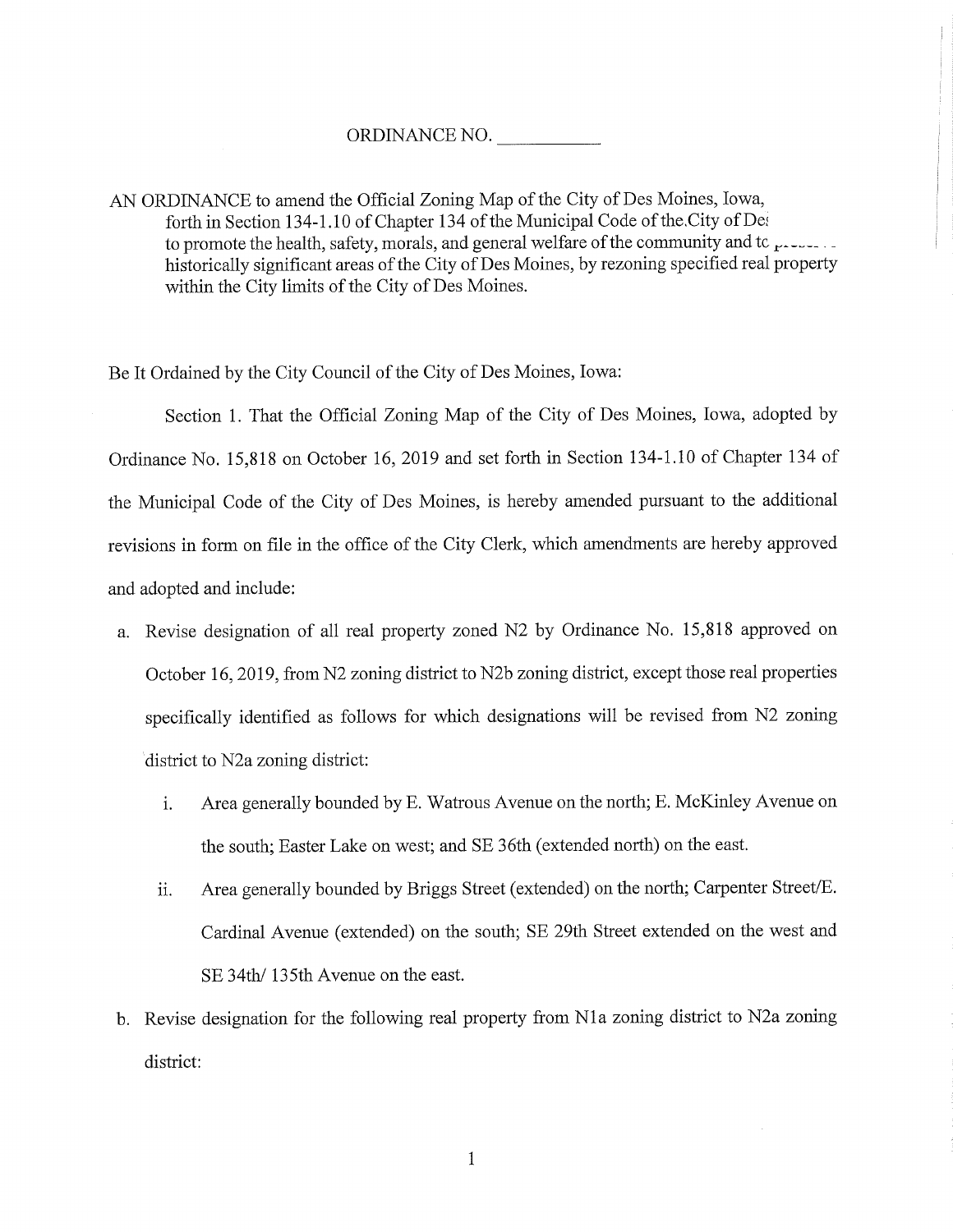ORDINANCE NO. ___________

AN ORDINANCE to amend the Official Zoning Map of the City of Des Moines, Iowa, forth in Section 134-1.10 of Chapter 134 of the Municipal Code of the City of De: to promote the health, safety, morals, and general welfare of the community and tc p...... historically significant areas of the City of Des Moines, by rezoning specified real property within the City limits of the City of Des Moines.

Be It Ordained by the City Council of the City of Des Moines, Iowa:

Section 1. That the Official Zoning Map of the City of Des Moines, Iowa, adopted by Ordinance No. 15,818 on October 16, 2019 and set forth in Section 134-1.10 of Chapter 134 of the Municipal Code of the City of Des Moines, is hereby amended pursuant to the additional revisions in form on file in the office of the City Clerk, which amendments are hereby approved and adopted and include:

a. Revise designation of all real property zoned N2 by Ordinance No. 15,818 approved on October 16, 2019, from N2 zoning district to N2b zoning district, except those real properties specifically identified as follows for which designations will be revised from N2 zoning district to N2a zoning district:

   i. Area generally bounded by E. Watrous Avenue on the north; E. McKinley Avenue on the south; Easter Lake on west; and SE 36th (extended north) on the east.

   ii. Area generally bounded by Briggs Street (extended) on the north; Carpenter Street/E. Cardinal Avenue (extended) on the south; SE 29th Street extended on the west and SE 34th/ 135th Avenue on the east.

b. Revise designation for the following real property from N1a zoning district to N2a zoning district: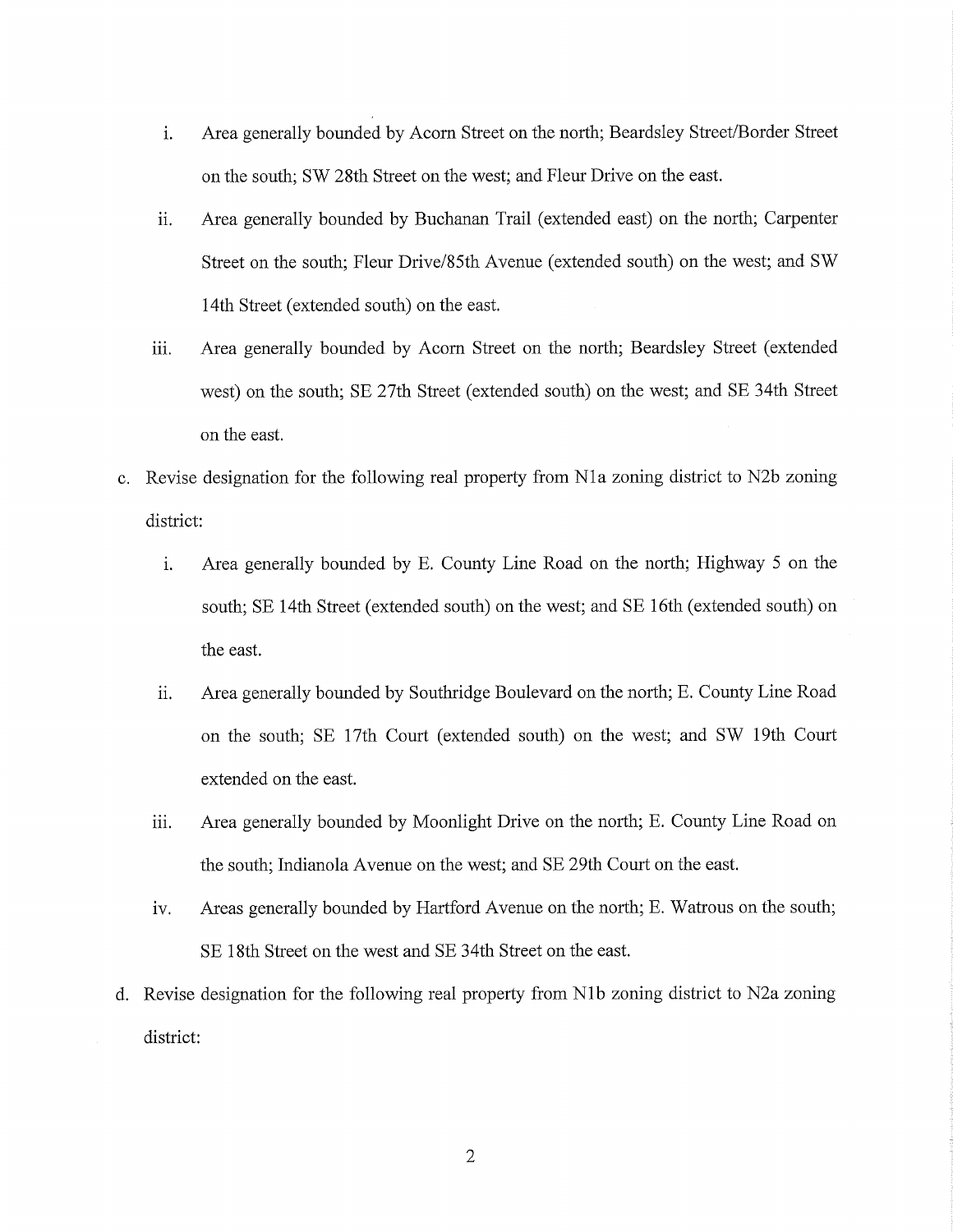i. Area generally bounded by Acorn Street on the north; Beardsley Street/Border Street on the south; SW 28th Street on the west; and Fleur Drive on the east.

ii. Area generally bounded by Buchanan Trail (extended east) on the north; Carpenter Street on the south; Fleur Drive/85th Avenue (extended south) on the west; and SW 14th Street (extended south) on the east.

iii. Area generally bounded by Acorn Street on the north; Beardsley Street (extended west) on the south; SE 27th Street (extended south) on the west; and SE 34th Street on the east.

c. Revise designation for the following real property from N1a zoning district to N2b zoning district:

i. Area generally bounded by E. County Line Road on the north; Highway 5 on the south; SE 14th Street (extended south) on the west; and SE 16th (extended south) on the east.

ii. Area generally bounded by Southridge Boulevard on the north; E. County Line Road on the south; SE 17th Court (extended south) on the west; and SW 19th Court extended on the east.

iii. Area generally bounded by Moonlight Drive on the north; E. County Line Road on the south; Indianola Avenue on the west; and SE 29th Court on the east.

iv. Areas generally bounded by Hartford Avenue on the north; E. Watrous on the south; SE 18th Street on the west and SE 34th Street on the east.

d. Revise designation for the following real property from N1b zoning district to N2a zoning district: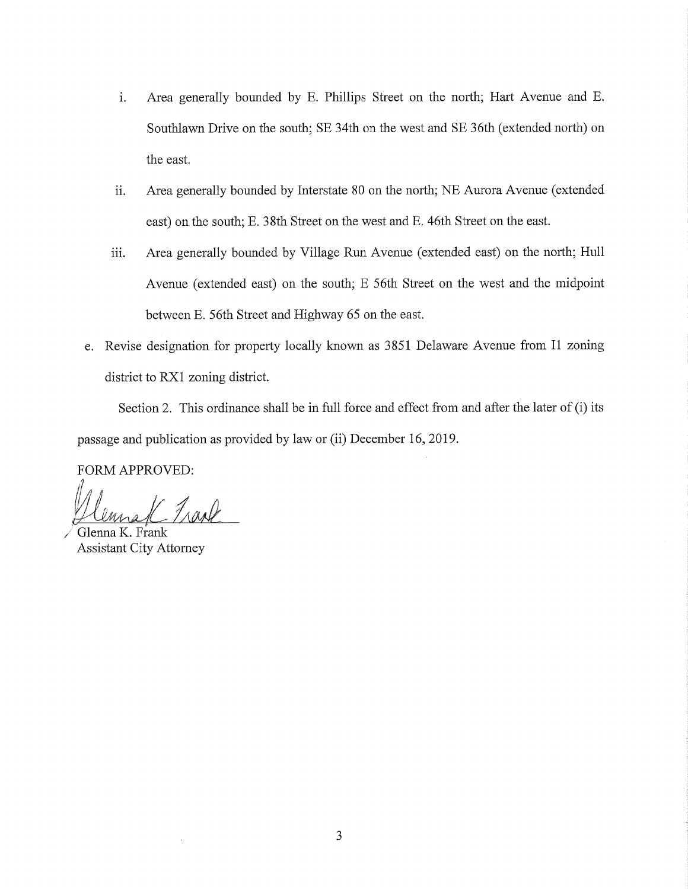i. Area generally bounded by E. Phillips Street on the north; Hart Avenue and E. Southlawn Drive on the south; SE 34th on the west and SE 36th (extended north) on the east.

ii. Area generally bounded by Interstate 80 on the north; NE Aurora Avenue (extended east) on the south; E. 38th Street on the west and E. 46th Street on the east.

iii. Area generally bounded by Village Run Avenue (extended east) on the north; Hull Avenue (extended east) on the south; E 56th Street on the west and the midpoint between E. 56th Street and Highway 65 on the east.

e. Revise designation for property locally known as 3851 Delaware Avenue from I1 zoning district to RX1 zoning district.

Section 2. This ordinance shall be in full force and effect from and after the later of (i) its passage and publication as provided by law or (ii) December 16, 2019.

FORM APPROVED:

Glenna K. Frank
Assistant City Attorney